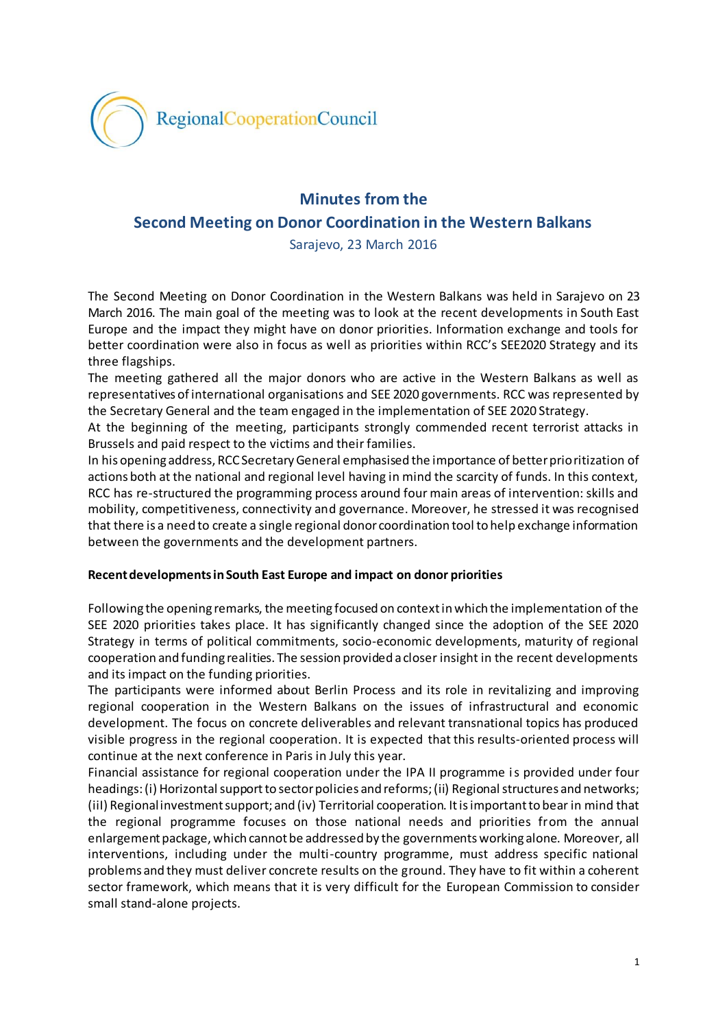RegionalCooperationCouncil

# Minutes from the Second Meeting on Donor Coordination in the Western Balkans

Sarajevo, 23 March 2016

The Second Meeting on Donor Coordination in the Western Balkans was held in Sarajevo on 23 March 2016. The main goal of the meeting was to look at the recent developments in South East Europe and the impact they might have on donor priorities. Information exchange and tools for better coordination were also in focus as well as priorities within RCC's SEE2020 Strategy and its three flagships.

The meeting gathered all the major donors who are active in the Western Balkans as well as representatives of international organisations and SEE 2020 governments. RCC was represented by the Secretary General and the team engaged in the implementation of SEE 2020 Strategy.

At the beginning of the meeting, participants strongly commended recent terrorist attacks in Brussels and paid respect to the victims and their families.

In his opening address, RCC Secretary General emphasised the importance of better prioritization of actions both at the national and regional level having in mind the scarcity of funds. In this context, RCC has re-structured the programming process around four main areas of intervention: skills and mobility, competitiveness, connectivity and governance. Moreover, he stressed it was recognised that there is a need to create a single regional donor coordination tool to help exchange information between the governments and the development partners.

**Recent developments in South East Europe and impact on donor priorities**

Following the opening remarks, the meeting focused on context in which the implementation of the SEE 2020 priorities takes place. It has significantly changed since the adoption of the SEE 2020 Strategy in terms of political commitments, socio-economic developments, maturity of regional cooperation and funding realities. The session provided a closer insight in the recent developments and its impact on the funding priorities.

The participants were informed about Berlin Process and its role in revitalizing and improving regional cooperation in the Western Balkans on the issues of infrastructural and economic development. The focus on concrete deliverables and relevant transnational topics has produced visible progress in the regional cooperation. It is expected that this results-oriented process will continue at the next conference in Paris in July this year.

Financial assistance for regional cooperation under the IPA II programme is provided under four headings: (i) Horizontal support to sector policies and reforms; (ii) Regional structures and networks; (iii) Regional investment support; and (iv) Territorial cooperation. It is important to bear in mind that the regional programme focuses on those national needs and priorities from the annual enlargement package, which cannot be addressed by the governments working alone. Moreover, all interventions, including under the multi-country programme, must address specific national problems and they must deliver concrete results on the ground. They have to fit within a coherent sector framework, which means that it is very difficult for the European Commission to consider small stand-alone projects.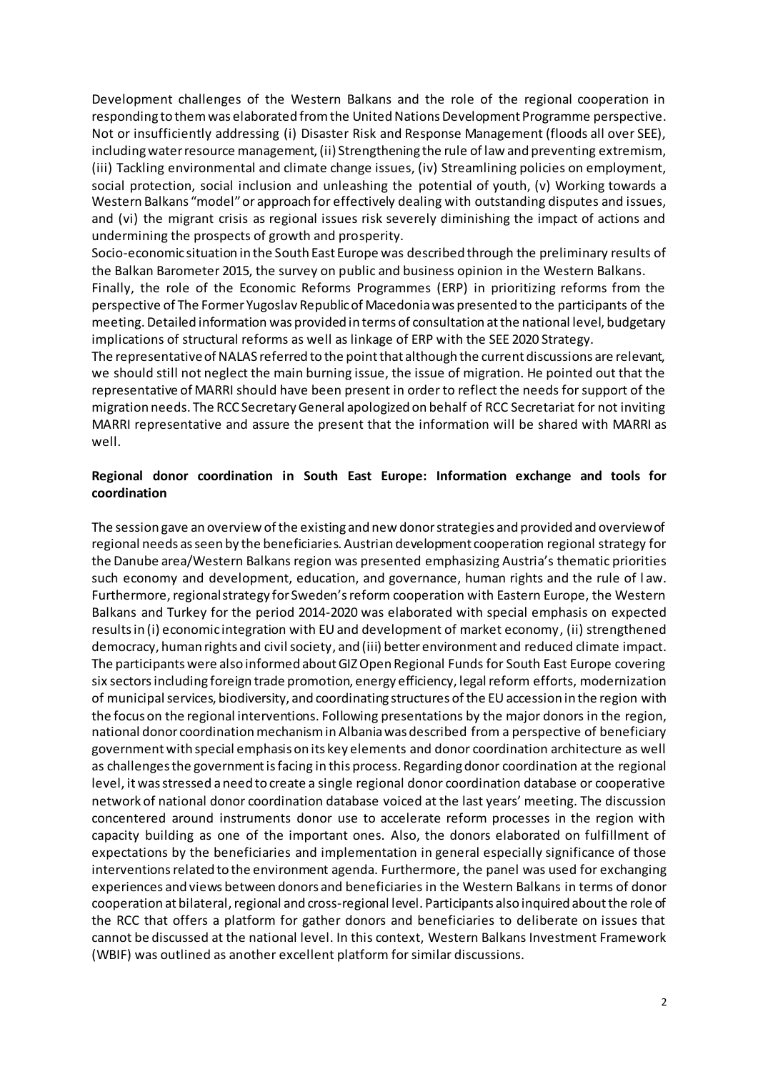Development challenges of the Western Balkans and the role of the regional cooperation in responding to them was elaborated from the United Nations Development Programme perspective. Not or insufficiently addressing (i) Disaster Risk and Response Management (floods all over SEE), including water resource management, (ii) Strengthening the rule of law and preventing extremism, (iii) Tackling environmental and climate change issues, (iv) Streamlining policies on employment, social protection, social inclusion and unleashing the potential of youth, (v) Working towards a Western Balkans "model" or approach for effectively dealing with outstanding disputes and issues, and (vi) the migrant crisis as regional issues risk severely diminishing the impact of actions and undermining the prospects of growth and prosperity.

Socio-economic situation in the South East Europe was described through the preliminary results of the Balkan Barometer 2015, the survey on public and business opinion in the Western Balkans.

Finally, the role of the Economic Reforms Programmes (ERP) in prioritizing reforms from the perspective of The Former Yugoslav Republic of Macedonia was presented to the participants of the meeting. Detailed information was provided in terms of consultation at the national level, budgetary implications of structural reforms as well as linkage of ERP with the SEE 2020 Strategy.

The representative of NALAS referred to the point that although the current discussions are relevant, we should still not neglect the main burning issue, the issue of migration. He pointed out that the representative of MARRI should have been present in order to reflect the needs for support of the migration needs. The RCC Secretary General apologized on behalf of RCC Secretariat for not inviting MARRI representative and assure the present that the information will be shared with MARRI as well.

**Regional donor coordination in South East Europe: Information exchange and tools for coordination**

The session gave an overview of the existing and new donor strategies and provided and overview of regional needs as seen by the beneficiaries. Austrian development cooperation regional strategy for the Danube area/Western Balkans region was presented emphasizing Austria's thematic priorities such economy and development, education, and governance, human rights and the rule of law. Furthermore, regional strategy for Sweden's reform cooperation with Eastern Europe, the Western Balkans and Turkey for the period 2014-2020 was elaborated with special emphasis on expected results in (i) economic integration with EU and development of market economy, (ii) strengthened democracy, human rights and civil society, and (iii) better environment and reduced climate impact. The participants were also informed about GIZ Open Regional Funds for South East Europe covering six sectors including foreign trade promotion, energy efficiency, legal reform efforts, modernization of municipal services, biodiversity, and coordinating structures of the EU accession in the region with the focus on the regional interventions. Following presentations by the major donors in the region, national donor coordination mechanism in Albania was described from a perspective of beneficiary government with special emphasis on its key elements and donor coordination architecture as well as challenges the government is facing in this process. Regarding donor coordination at the regional level, it was stressed a need to create a single regional donor coordination database or cooperative network of national donor coordination database voiced at the last years' meeting. The discussion concentered around instruments donor use to accelerate reform processes in the region with capacity building as one of the important ones. Also, the donors elaborated on fulfillment of expectations by the beneficiaries and implementation in general especially significance of those interventions related to the environment agenda. Furthermore, the panel was used for exchanging experiences and views between donors and beneficiaries in the Western Balkans in terms of donor cooperation at bilateral, regional and cross-regional level. Participants also inquired about the role of the RCC that offers a platform for gather donors and beneficiaries to deliberate on issues that cannot be discussed at the national level. In this context, Western Balkans Investment Framework (WBIF) was outlined as another excellent platform for similar discussions.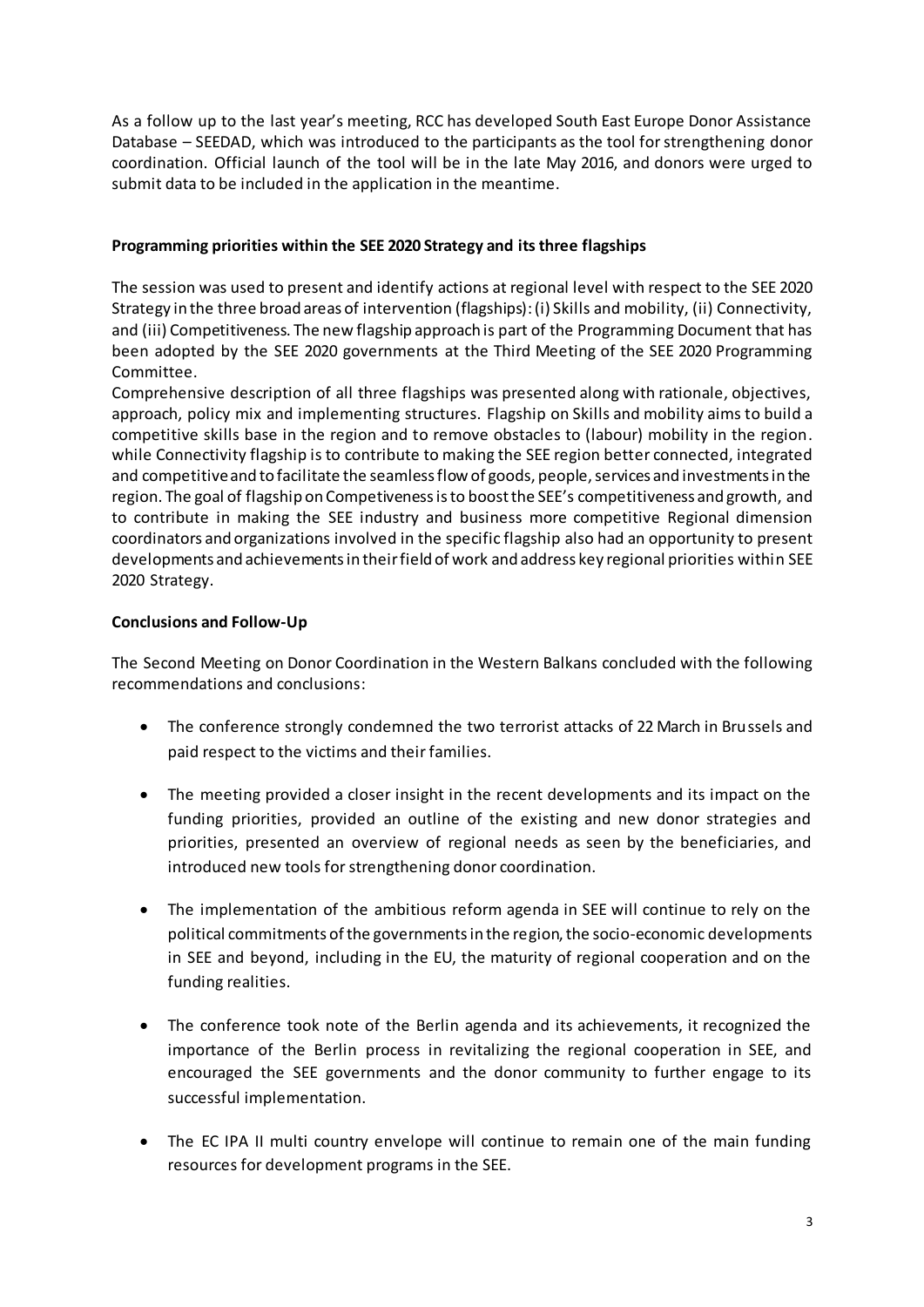As a follow up to the last year's meeting, RCC has developed South East Europe Donor Assistance Database – SEEDAD, which was introduced to the participants as the tool for strengthening donor coordination. Official launch of the tool will be in the late May 2016, and donors were urged to submit data to be included in the application in the meantime.

**Programming priorities within the SEE 2020 Strategy and its three flagships**

The session was used to present and identify actions at regional level with respect to the SEE 2020 Strategy in the three broad areas of intervention (flagships): (i) Skills and mobility, (ii) Connectivity, and (iii) Competitiveness. The new flagship approach is part of the Programming Document that has been adopted by the SEE 2020 governments at the Third Meeting of the SEE 2020 Programming Committee.

Comprehensive description of all three flagships was presented along with rationale, objectives, approach, policy mix and implementing structures. Flagship on Skills and mobility aims to build a competitive skills base in the region and to remove obstacles to (labour) mobility in the region. while Connectivity flagship is to contribute to making the SEE region better connected, integrated and competitive and to facilitate the seamless flow of goods, people, services and investments in the region. The goal of flagship on Competiveness is to boost the SEE's competitiveness and growth, and to contribute in making the SEE industry and business more competitive Regional dimension coordinators and organizations involved in the specific flagship also had an opportunity to present developments and achievements in their field of work and address key regional priorities within SEE 2020 Strategy.

**Conclusions and Follow-Up**

The Second Meeting on Donor Coordination in the Western Balkans concluded with the following recommendations and conclusions:

- The conference strongly condemned the two terrorist attacks of 22 March in Brussels and paid respect to the victims and their families.

- The meeting provided a closer insight in the recent developments and its impact on the funding priorities, provided an outline of the existing and new donor strategies and priorities, presented an overview of regional needs as seen by the beneficiaries, and introduced new tools for strengthening donor coordination.

- The implementation of the ambitious reform agenda in SEE will continue to rely on the political commitments of the governments in the region, the socio-economic developments in SEE and beyond, including in the EU, the maturity of regional cooperation and on the funding realities.

- The conference took note of the Berlin agenda and its achievements, it recognized the importance of the Berlin process in revitalizing the regional cooperation in SEE, and encouraged the SEE governments and the donor community to further engage to its successful implementation.

- The EC IPA II multi country envelope will continue to remain one of the main funding resources for development programs in the SEE.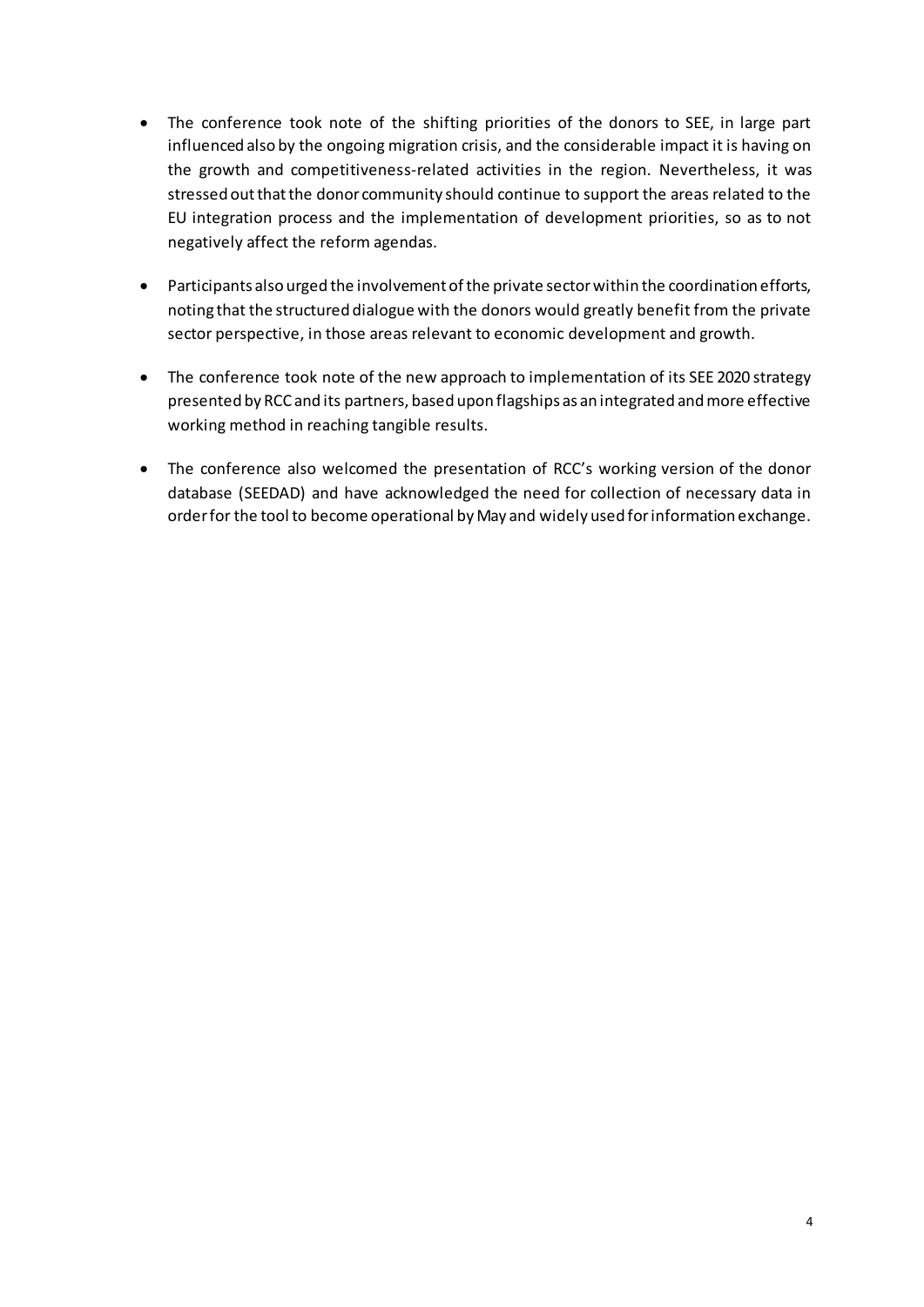- The conference took note of the shifting priorities of the donors to SEE, in large part influenced also by the ongoing migration crisis, and the considerable impact it is having on the growth and competitiveness-related activities in the region. Nevertheless, it was stressed out that the donor community should continue to support the areas related to the EU integration process and the implementation of development priorities, so as to not negatively affect the reform agendas.

- Participants also urged the involvement of the private sector within the coordination efforts, noting that the structured dialogue with the donors would greatly benefit from the private sector perspective, in those areas relevant to economic development and growth.

- The conference took note of the new approach to implementation of its SEE 2020 strategy presented by RCC and its partners, based upon flagships as an integrated and more effective working method in reaching tangible results.

- The conference also welcomed the presentation of RCC's working version of the donor database (SEEDAD) and have acknowledged the need for collection of necessary data in order for the tool to become operational by May and widely used for information exchange.